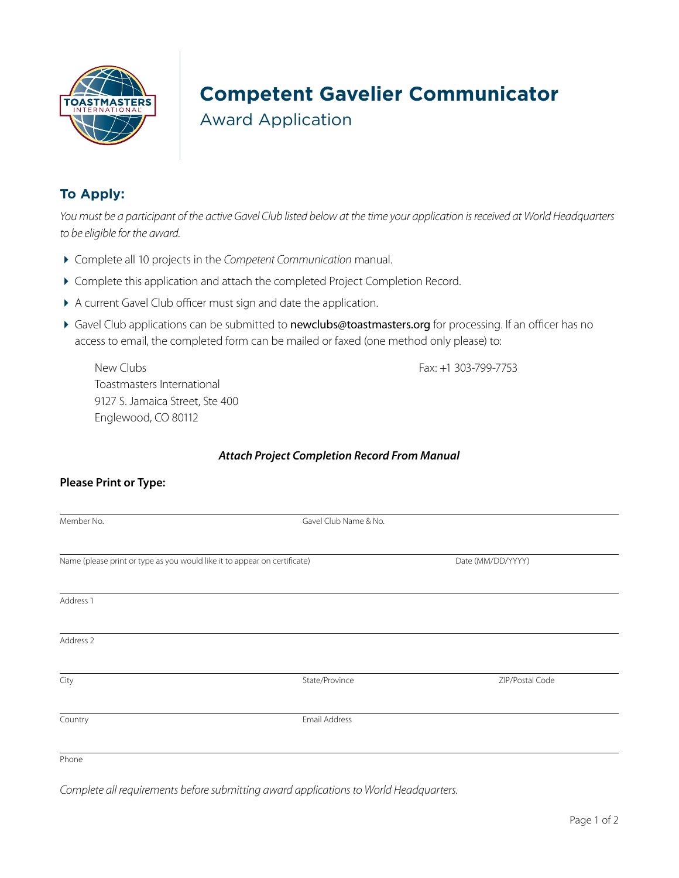# Competent Gavelier Communicator

## Award Application

### To Apply:

*You must be a participant of the active Gavel Club listed below at the time your application is received at World Headquarters to be eligible for the award.*

- Complete all 10 projects in the *Competent Communication* manual.
- Complete this application and attach the completed Project Completion Record.
- A current Gavel Club officer must sign and date the application.
- Gavel Club applications can be submitted to newclubs@toastmasters.org for processing. If an officer has no access to email, the completed form can be mailed or faxed (one method only please) to:

New Clubs
Toastmasters International
9127 S. Jamaica Street, Ste 400
Englewood, CO 80112

Fax: +1 303-799-7753

***Attach Project Completion Record From Manual***

**Please Print or Type:**

Member No. ____________________ Gavel Club Name & No. ____________________

Name (please print or type as you would like it to appear on certificate) ____________________ Date (MM/DD/YYYY) ____________________

Address 1 ____________________

Address 2 ____________________

City ____________________ State/Province ____________________ ZIP/Postal Code ____________________

Country ____________________ Email Address ____________________

Phone ____________________

*Complete all requirements before submitting award applications to World Headquarters.*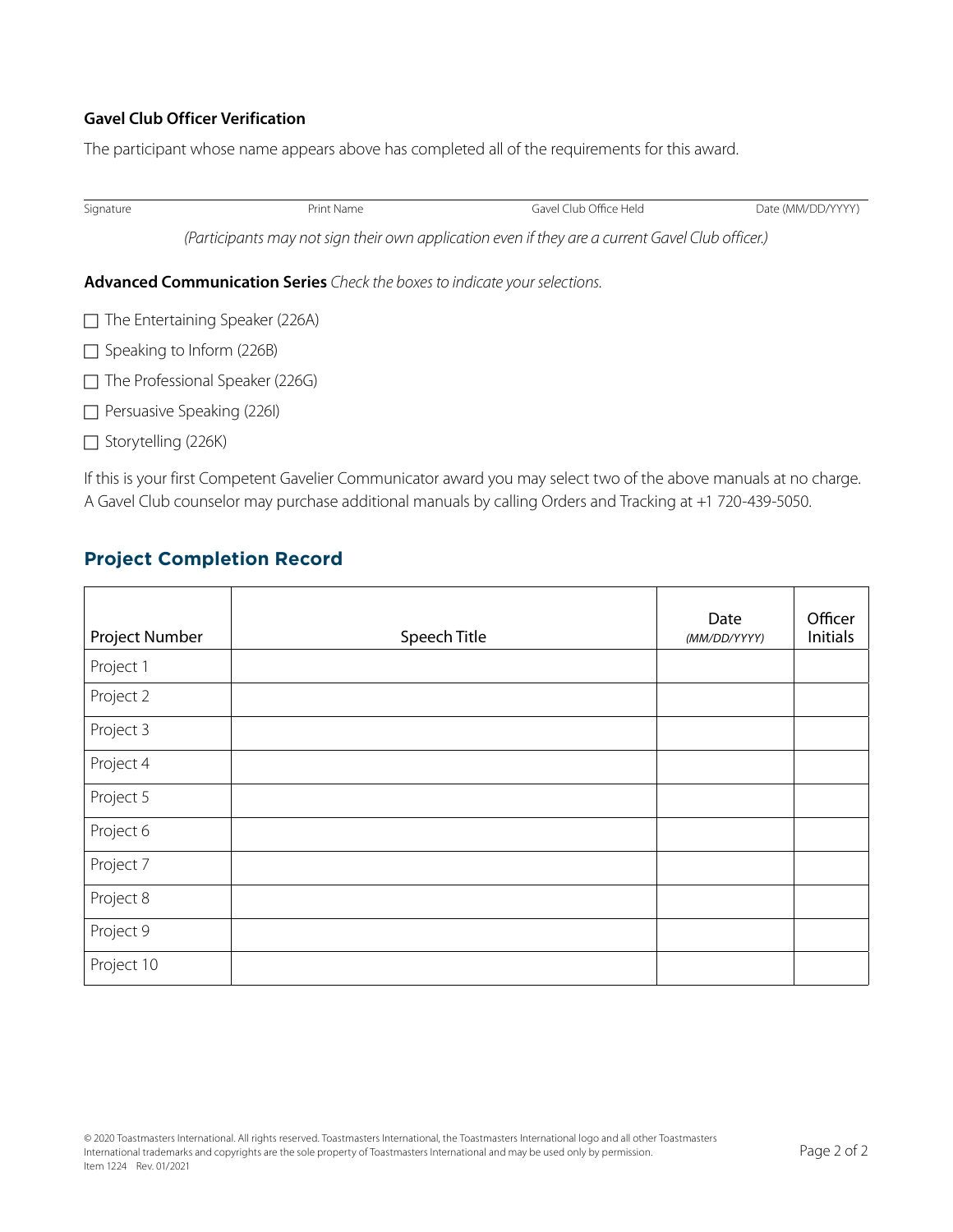**Gavel Club Officer Verification**

The participant whose name appears above has completed all of the requirements for this award.

| Signature | Print Name | Gavel Club Office Held | Date (MM/DD/YYYY) |
|---|---|---|---|
| | | | |

*(Participants may not sign their own application even if they are a current Gavel Club officer.)*

**Advanced Communication Series** *Check the boxes to indicate your selections.*

- ☐ The Entertaining Speaker (226A)
- ☐ Speaking to Inform (226B)
- ☐ The Professional Speaker (226G)
- ☐ Persuasive Speaking (226I)
- ☐ Storytelling (226K)

If this is your first Competent Gavelier Communicator award you may select two of the above manuals at no charge. A Gavel Club counselor may purchase additional manuals by calling Orders and Tracking at +1 720-439-5050.

## Project Completion Record

| Project Number | Speech Title | Date *(MM/DD/YYYY)* | Officer Initials |
|---|---|---|---|
| Project 1 | | | |
| Project 2 | | | |
| Project 3 | | | |
| Project 4 | | | |
| Project 5 | | | |
| Project 6 | | | |
| Project 7 | | | |
| Project 8 | | | |
| Project 9 | | | |
| Project 10 | | | |

© 2020 Toastmasters International. All rights reserved. Toastmasters International, the Toastmasters International logo and all other Toastmasters International trademarks and copyrights are the sole property of Toastmasters International and may be used only by permission.
Item 1224 Rev. 01/2021